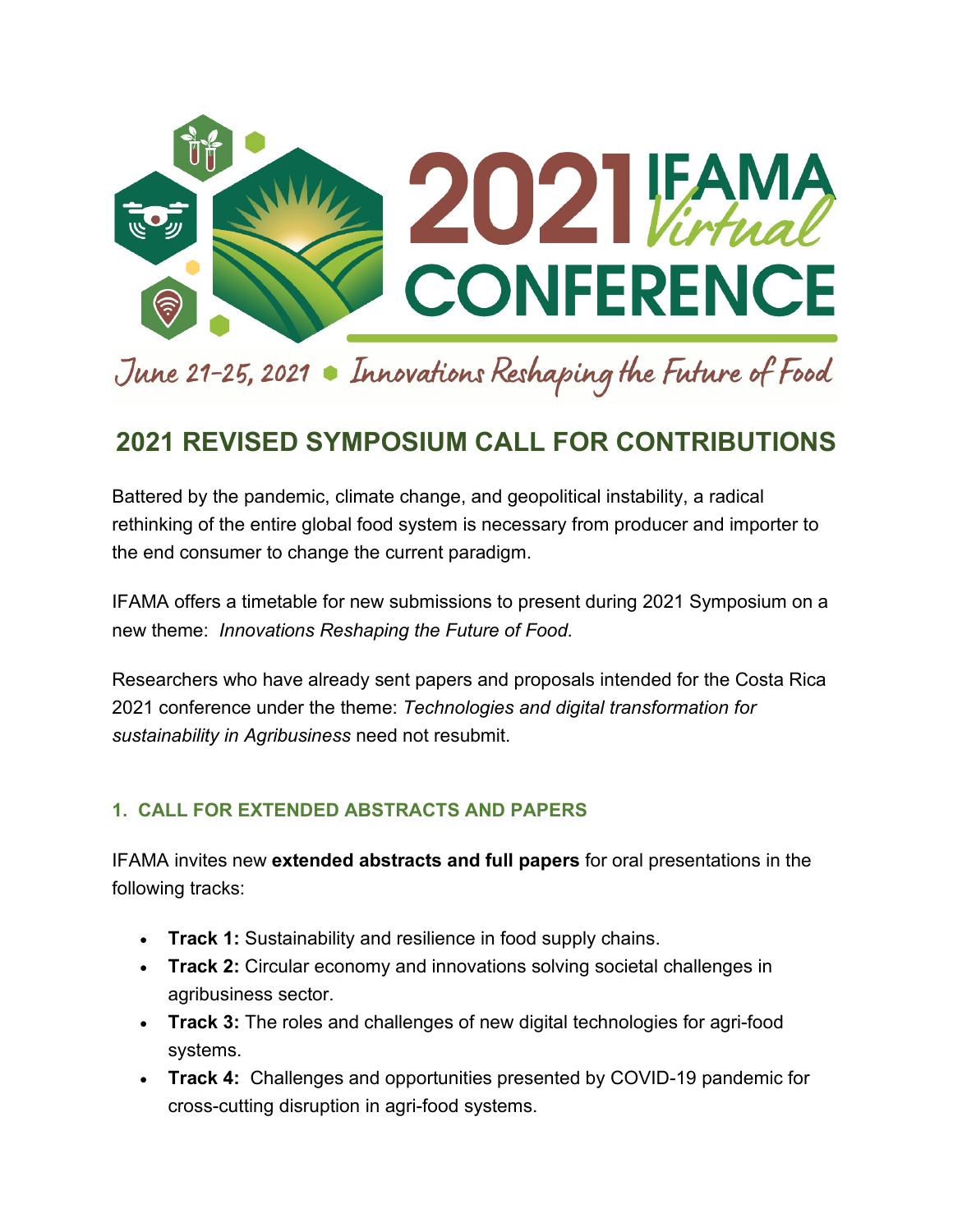2021 IFAMA Virtual CONFERENCE

June 21-25, 2021 • Innovations Reshaping the Future of Food

# 2021 REVISED SYMPOSIUM CALL FOR CONTRIBUTIONS

Battered by the pandemic, climate change, and geopolitical instability, a radical rethinking of the entire global food system is necessary from producer and importer to the end consumer to change the current paradigm.

IFAMA offers a timetable for new submissions to present during 2021 Symposium on a new theme: *Innovations Reshaping the Future of Food.*

Researchers who have already sent papers and proposals intended for the Costa Rica 2021 conference under the theme: *Technologies and digital transformation for sustainability in Agribusiness* need not resubmit.

## 1. CALL FOR EXTENDED ABSTRACTS AND PAPERS

IFAMA invites new **extended abstracts and full papers** for oral presentations in the following tracks:

- **Track 1:** Sustainability and resilience in food supply chains.
- **Track 2:** Circular economy and innovations solving societal challenges in agribusiness sector.
- **Track 3:** The roles and challenges of new digital technologies for agri-food systems.
- **Track 4:** Challenges and opportunities presented by COVID-19 pandemic for cross-cutting disruption in agri-food systems.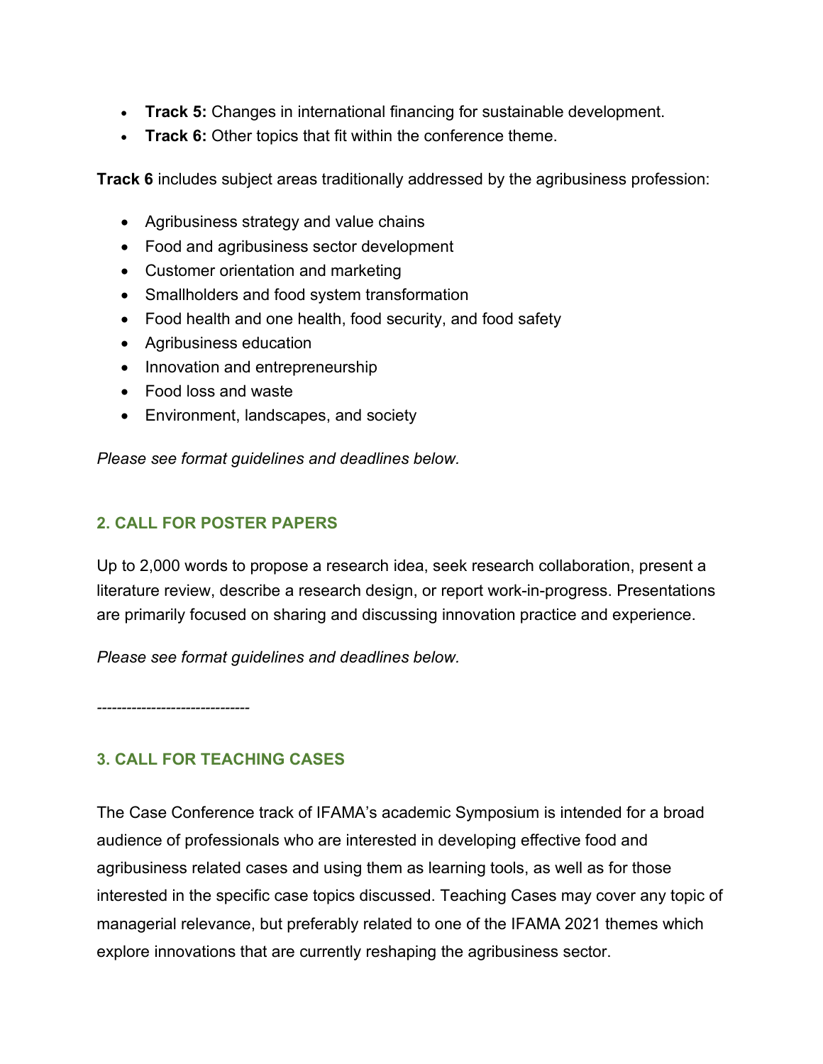- **Track 5:** Changes in international financing for sustainable development.
- **Track 6:** Other topics that fit within the conference theme.

**Track 6** includes subject areas traditionally addressed by the agribusiness profession:

- Agribusiness strategy and value chains
- Food and agribusiness sector development
- Customer orientation and marketing
- Smallholders and food system transformation
- Food health and one health, food security, and food safety
- Agribusiness education
- Innovation and entrepreneurship
- Food loss and waste
- Environment, landscapes, and society

*Please see format guidelines and deadlines below.*

## 2. CALL FOR POSTER PAPERS

Up to 2,000 words to propose a research idea, seek research collaboration, present a literature review, describe a research design, or report work-in-progress. Presentations are primarily focused on sharing and discussing innovation practice and experience.

*Please see format guidelines and deadlines below.*

-------------------------------

## 3. CALL FOR TEACHING CASES

The Case Conference track of IFAMA's academic Symposium is intended for a broad audience of professionals who are interested in developing effective food and agribusiness related cases and using them as learning tools, as well as for those interested in the specific case topics discussed. Teaching Cases may cover any topic of managerial relevance, but preferably related to one of the IFAMA 2021 themes which explore innovations that are currently reshaping the agribusiness sector.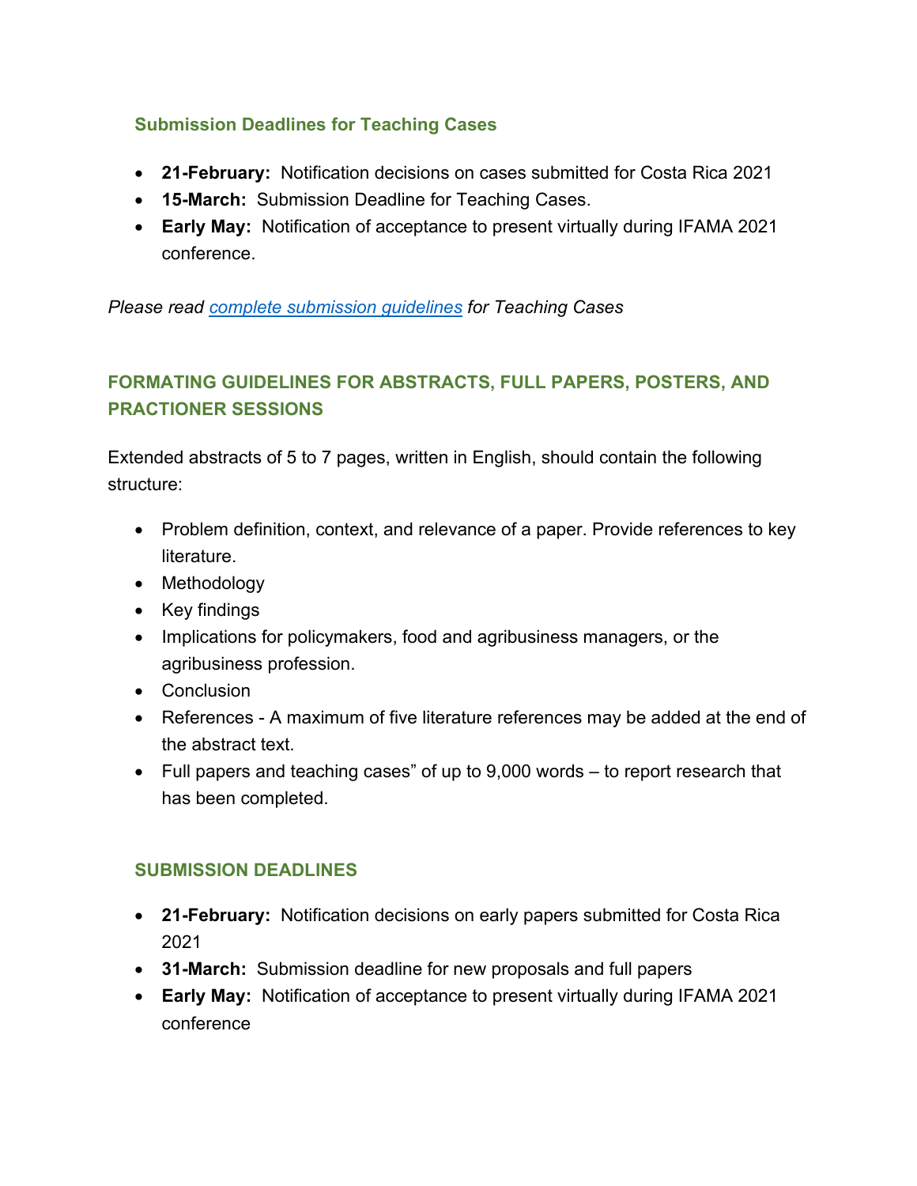### Submission Deadlines for Teaching Cases

- **21-February:** Notification decisions on cases submitted for Costa Rica 2021
- **15-March:** Submission Deadline for Teaching Cases.
- **Early May:** Notification of acceptance to present virtually during IFAMA 2021 conference.

*Please read [complete submission guidelines]() for Teaching Cases*

## FORMATING GUIDELINES FOR ABSTRACTS, FULL PAPERS, POSTERS, AND PRACTIONER SESSIONS

Extended abstracts of 5 to 7 pages, written in English, should contain the following structure:

- Problem definition, context, and relevance of a paper. Provide references to key literature.
- Methodology
- Key findings
- Implications for policymakers, food and agribusiness managers, or the agribusiness profession.
- Conclusion
- References - A maximum of five literature references may be added at the end of the abstract text.
- Full papers and teaching cases" of up to 9,000 words – to report research that has been completed.

### SUBMISSION DEADLINES

- **21-February:** Notification decisions on early papers submitted for Costa Rica 2021
- **31-March:** Submission deadline for new proposals and full papers
- **Early May:** Notification of acceptance to present virtually during IFAMA 2021 conference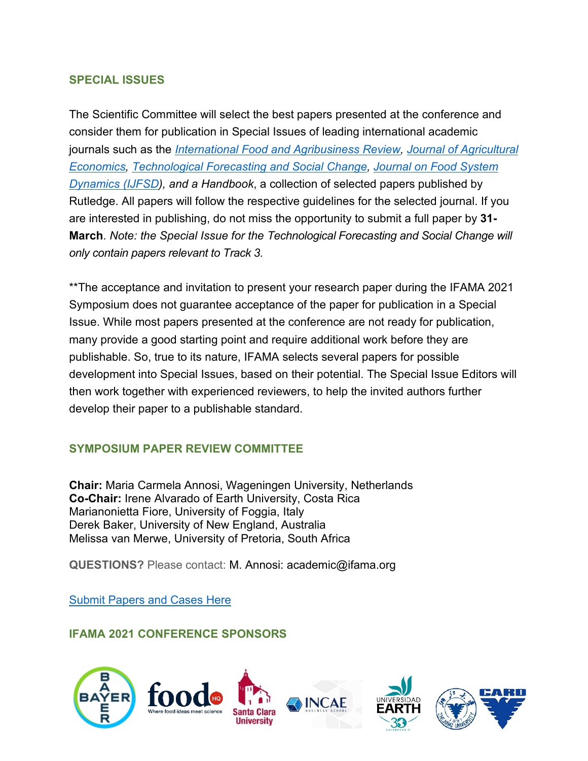## SPECIAL ISSUES

The Scientific Committee will select the best papers presented at the conference and consider them for publication in Special Issues of leading international academic journals such as the *International Food and Agribusiness Review*, *Journal of Agricultural Economics*, *Technological Forecasting and Social Change*, *Journal on Food System Dynamics (IJFSD)*, *and a Handbook*, a collection of selected papers published by Rutledge. All papers will follow the respective guidelines for the selected journal. If you are interested in publishing, do not miss the opportunity to submit a full paper by **31-March**. *Note: the Special Issue for the Technological Forecasting and Social Change will only contain papers relevant to Track 3.*

**The acceptance and invitation to present your research paper during the IFAMA 2021 Symposium does not guarantee acceptance of the paper for publication in a Special Issue. While most papers presented at the conference are not ready for publication, many provide a good starting point and require additional work before they are publishable. So, true to its nature, IFAMA selects several papers for possible development into Special Issues, based on their potential. The Special Issue Editors will then work together with experienced reviewers, to help the invited authors further develop their paper to a publishable standard.

## SYMPOSIUM PAPER REVIEW COMMITTEE

**Chair:** Maria Carmela Annosi, Wageningen University, Netherlands
**Co-Chair:** Irene Alvarado of Earth University, Costa Rica
Marianonietta Fiore, University of Foggia, Italy
Derek Baker, University of New England, Australia
Melissa van Merwe, University of Pretoria, South Africa

**QUESTIONS?** Please contact: M. Annosi: academic@ifama.org

Submit Papers and Cases Here

## IFAMA 2021 CONFERENCE SPONSORS